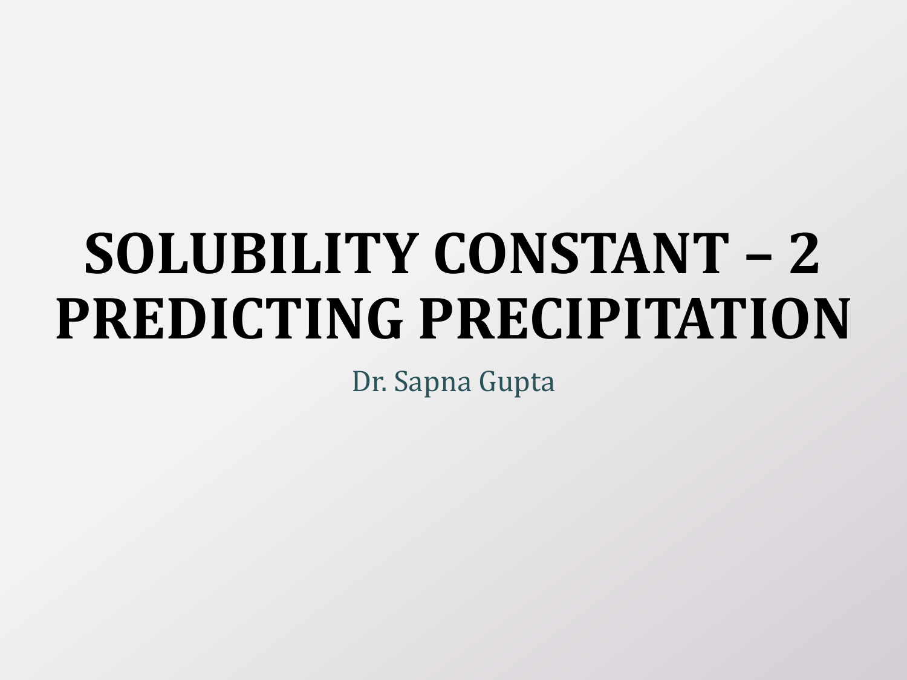# SOLUBILITY CONSTANT – 2 PREDICTING PRECIPITATION

Dr. Sapna Gupta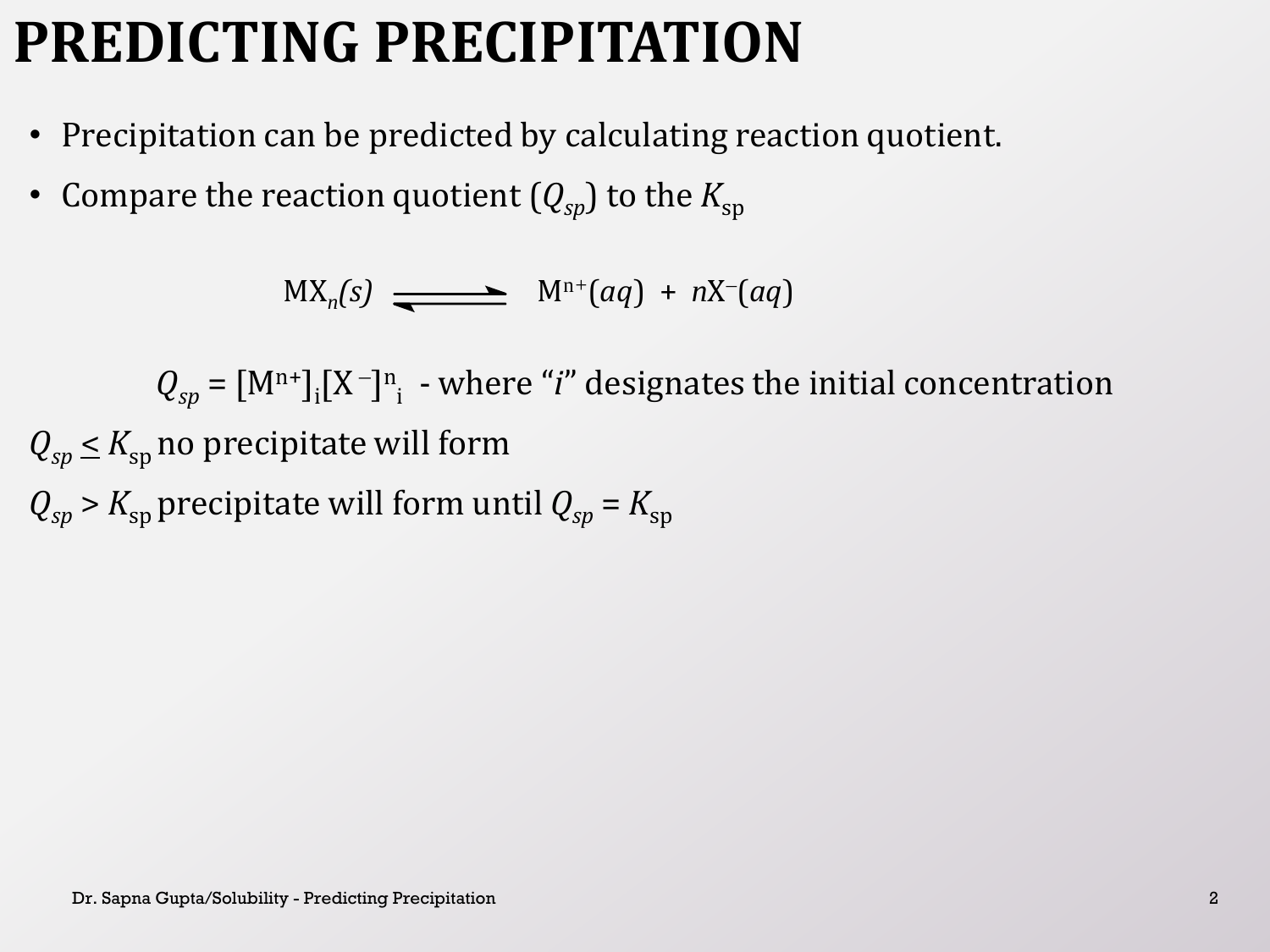# PREDICTING PRECIPITATION

- Precipitation can be predicted by calculating reaction quotient.
- Compare the reaction quotient ($Q_{sp}$) to the $K_{sp}$

$$MX_n(s) \rightleftharpoons M^{n+}(aq) + nX^{-}(aq)$$

$Q_{sp} = [M^{n+}]_i[X^{-}]^n_i$ - where "*i*" designates the initial concentration

$Q_{sp} \leq K_{sp}$ no precipitate will form

$Q_{sp} > K_{sp}$ precipitate will form until $Q_{sp} = K_{sp}$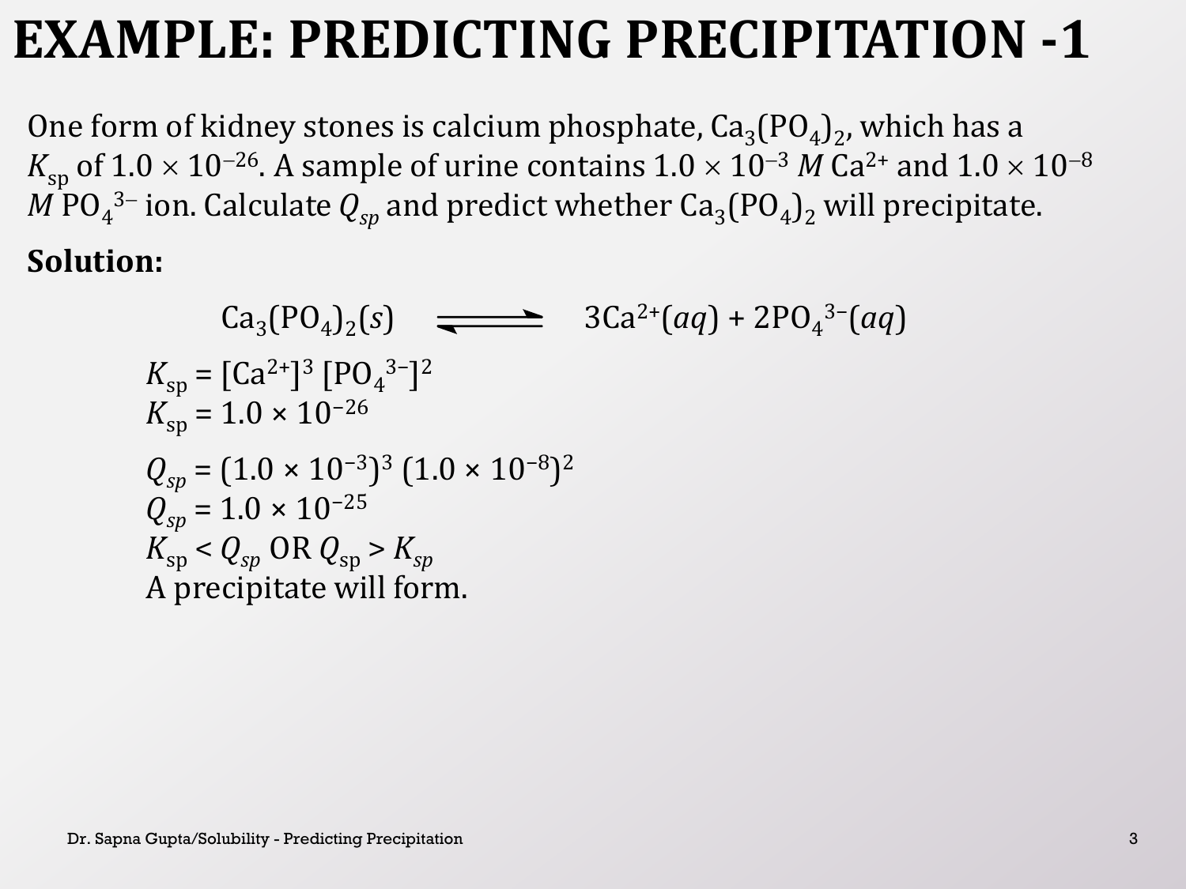# EXAMPLE: PREDICTING PRECIPITATION -1

One form of kidney stones is calcium phosphate, $Ca_3(PO_4)_2$, which has a $K_{sp}$ of $1.0 \times 10^{-26}$. A sample of urine contains $1.0 \times 10^{-3}$ *M* $Ca^{2+}$ and $1.0 \times 10^{-8}$ *M* $PO_4^{3-}$ ion. Calculate $Q_{sp}$ and predict whether $Ca_3(PO_4)_2$ will precipitate.

**Solution:**

$$Ca_3(PO_4)_2(s) \rightleftharpoons 3Ca^{2+}(aq) + 2PO_4^{3-}(aq)$$

$K_{sp} = [Ca^{2+}]^3 [PO_4^{3-}]^2$

$K_{sp} = 1.0 \times 10^{-26}$

$Q_{sp} = (1.0 \times 10^{-3})^3 (1.0 \times 10^{-8})^2$

$Q_{sp} = 1.0 \times 10^{-25}$

$K_{sp} < Q_{sp}$ OR $Q_{sp} > K_{sp}$

A precipitate will form.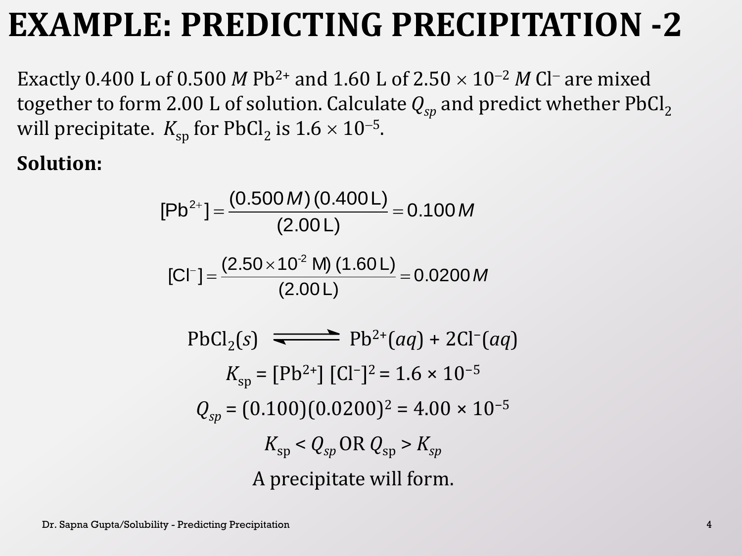# EXAMPLE: PREDICTING PRECIPITATION -2

Exactly 0.400 L of 0.500 *M* $Pb^{2+}$ and 1.60 L of $2.50 \times 10^{-2}$ *M* $Cl^{-}$ are mixed together to form 2.00 L of solution. Calculate $Q_{sp}$ and predict whether $PbCl_2$ will precipitate. $K_{sp}$ for $PbCl_2$ is $1.6 \times 10^{-5}$.

**Solution:**

$$[Pb^{2+}] = \frac{(0.500\,M)\,(0.400\,L)}{(2.00\,L)} = 0.100\,M$$

$$[Cl^{-}] = \frac{(2.50 \times 10^{-2}\ M)\,(1.60\,L)}{(2.00\,L)} = 0.0200\,M$$

$$PbCl_2(s) \rightleftharpoons Pb^{2+}(aq) + 2Cl^{-}(aq)$$

$$K_{sp} = [Pb^{2+}]\,[Cl^{-}]^2 = 1.6 \times 10^{-5}$$

$$Q_{sp} = (0.100)(0.0200)^2 = 4.00 \times 10^{-5}$$

$$K_{sp} < Q_{sp} \text{ OR } Q_{sp} > K_{sp}$$

A precipitate will form.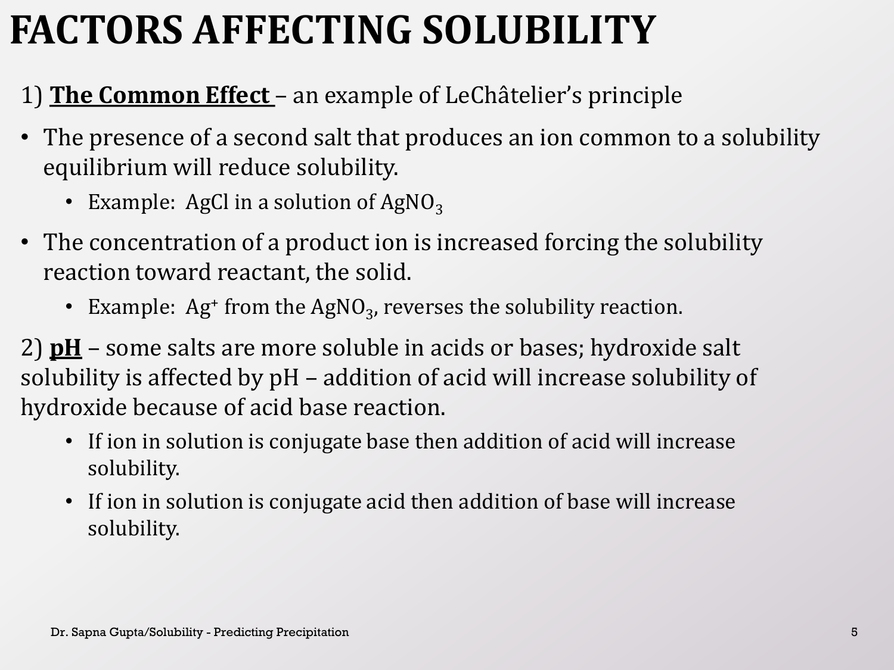# FACTORS AFFECTING SOLUBILITY

1) **The Common Effect** – an example of LeChâtelier's principle

- The presence of a second salt that produces an ion common to a solubility equilibrium will reduce solubility.
  - Example: AgCl in a solution of $AgNO_3$
- The concentration of a product ion is increased forcing the solubility reaction toward reactant, the solid.
  - Example: $Ag^+$ from the $AgNO_3$, reverses the solubility reaction.

2) **pH** – some salts are more soluble in acids or bases; hydroxide salt solubility is affected by pH – addition of acid will increase solubility of hydroxide because of acid base reaction.

- If ion in solution is conjugate base then addition of acid will increase solubility.
- If ion in solution is conjugate acid then addition of base will increase solubility.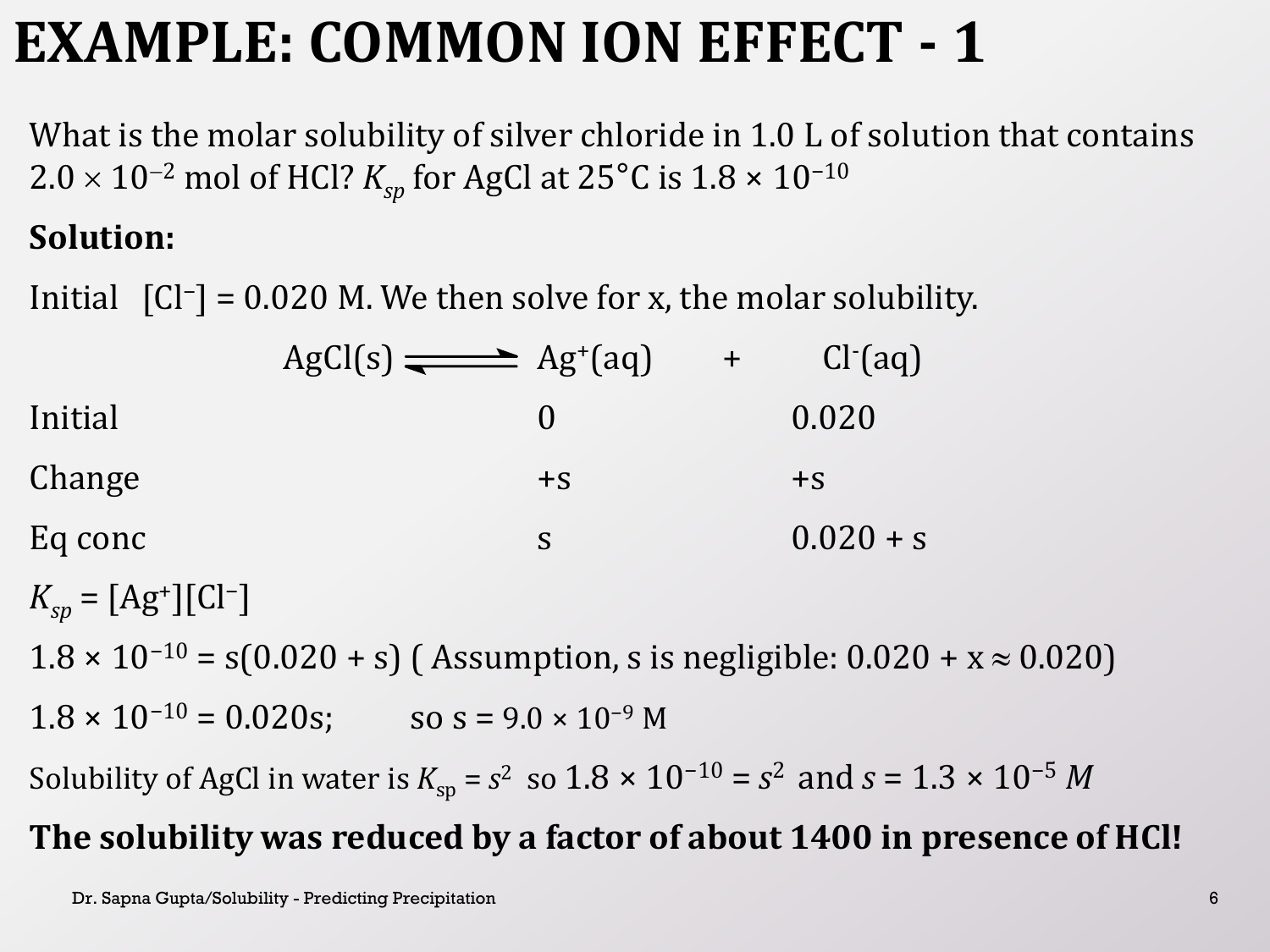# EXAMPLE: COMMON ION EFFECT - 1

What is the molar solubility of silver chloride in 1.0 L of solution that contains $2.0 \times 10^{-2}$ mol of HCl? $K_{sp}$ for AgCl at 25°C is $1.8 \times 10^{-10}$

**Solution:**

Initial $[Cl^-] = 0.020$ M. We then solve for x, the molar solubility.

| | $AgCl(s) \rightleftharpoons$ | $Ag^+(aq)$ | + | $Cl^-(aq)$ |
|---|---|---|---|---|
| Initial | | 0 | | 0.020 |
| Change | | +s | | +s |
| Eq conc | | s | | 0.020 + s |

$K_{sp} = [Ag^+][Cl^-]$

$1.8 \times 10^{-10} = s(0.020 + s)$ ( Assumption, s is negligible: $0.020 + x \approx 0.020$)

$1.8 \times 10^{-10} = 0.020s$;  so $s = 9.0 \times 10^{-9}$ M

Solubility of AgCl in water is $K_{sp} = s^2$ so $1.8 \times 10^{-10} = s^2$ and $s = 1.3 \times 10^{-5}$ *M*

**The solubility was reduced by a factor of about 1400 in presence of HCl!**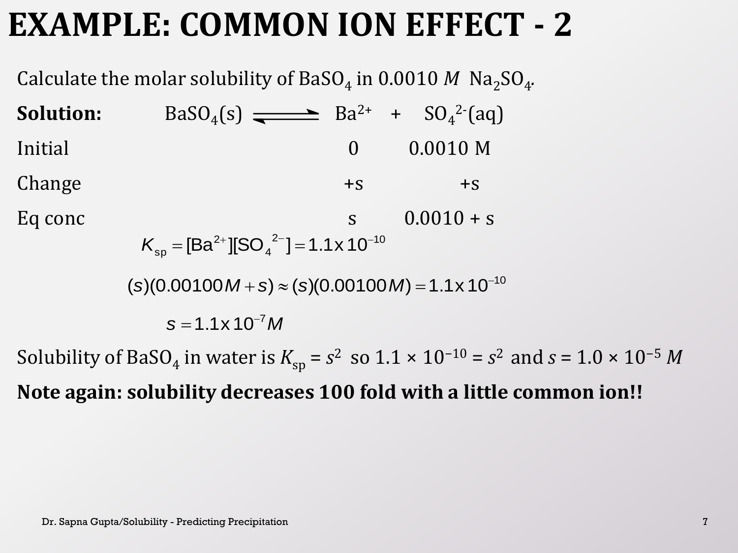# EXAMPLE: COMMON ION EFFECT - 2

Calculate the molar solubility of $BaSO_4$ in 0.0010 $M$ $Na_2SO_4$.

| **Solution:** | $BaSO_4(s) \rightleftharpoons$ | $Ba^{2+}$ | + $SO_4^{2-}(aq)$ |
|---|---|---|---|
| Initial | | 0 | 0.0010 M |
| Change | | +s | +s |
| Eq conc | | s | 0.0010 + s |

$$K_{sp} = [Ba^{2+}][SO_4^{2-}] = 1.1 \text{x} 10^{-10}$$

$$(s)(0.00100M + s) \approx (s)(0.00100M) = 1.1 \text{x} 10^{-10}$$

$$s = 1.1 \text{x} 10^{-7} M$$

Solubility of $BaSO_4$ in water is $K_{sp} = s^2$ so $1.1 \times 10^{-10} = s^2$ and $s = 1.0 \times 10^{-5}$ $M$

**Note again: solubility decreases 100 fold with a little common ion!!**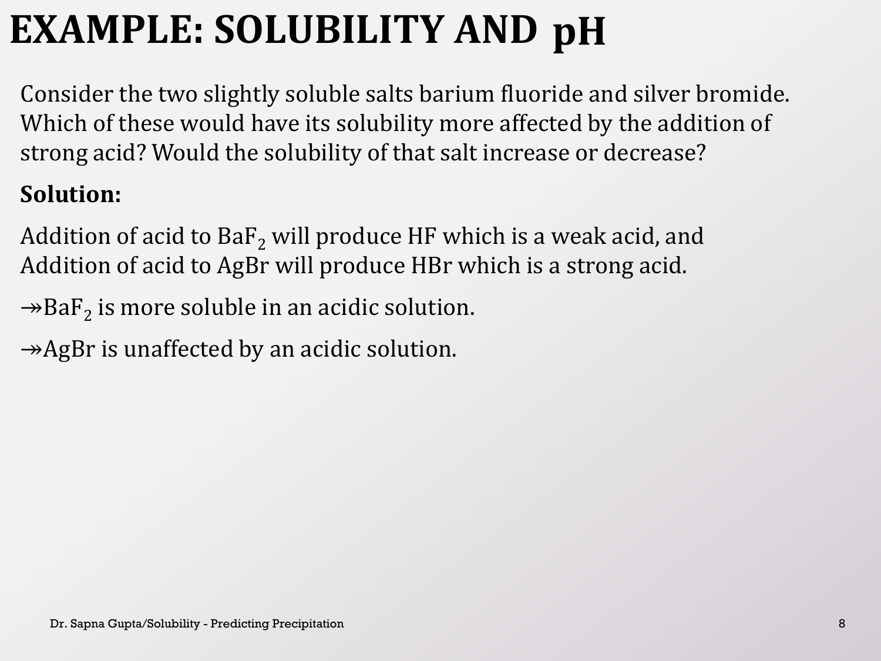# EXAMPLE: SOLUBILITY AND pH

Consider the two slightly soluble salts barium fluoride and silver bromide. Which of these would have its solubility more affected by the addition of strong acid? Would the solubility of that salt increase or decrease?

**Solution:**

Addition of acid to $BaF_2$ will produce HF which is a weak acid, and Addition of acid to AgBr will produce HBr which is a strong acid.

↠$BaF_2$ is more soluble in an acidic solution.

↠AgBr is unaffected by an acidic solution.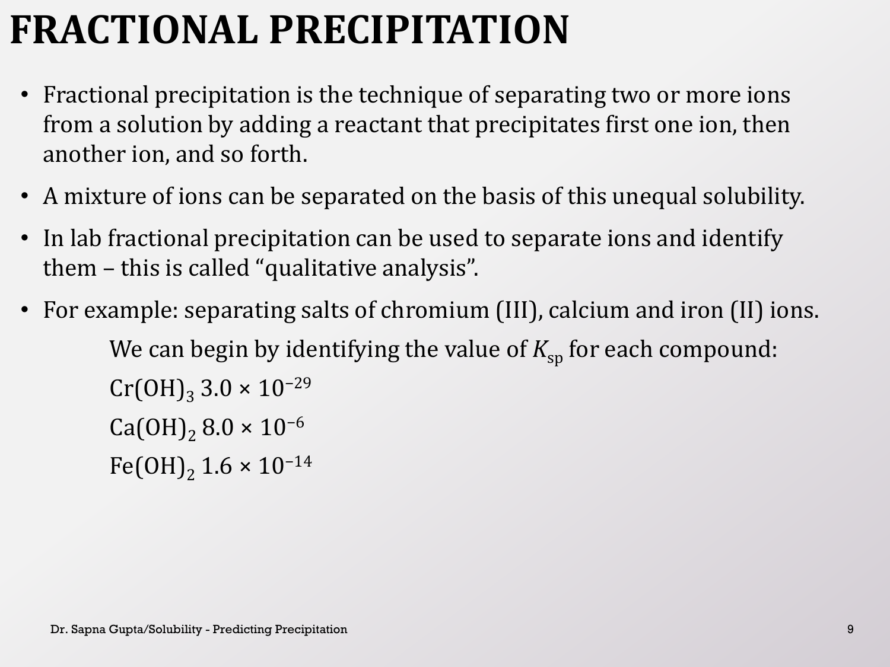# FRACTIONAL PRECIPITATION

- Fractional precipitation is the technique of separating two or more ions from a solution by adding a reactant that precipitates first one ion, then another ion, and so forth.
- A mixture of ions can be separated on the basis of this unequal solubility.
- In lab fractional precipitation can be used to separate ions and identify them – this is called "qualitative analysis".
- For example: separating salts of chromium (III), calcium and iron (II) ions.

  We can begin by identifying the value of $K_{sp}$ for each compound:

  $Cr(OH)_3$ $3.0 \times 10^{-29}$

  $Ca(OH)_2$ $8.0 \times 10^{-6}$

  $Fe(OH)_2$ $1.6 \times 10^{-14}$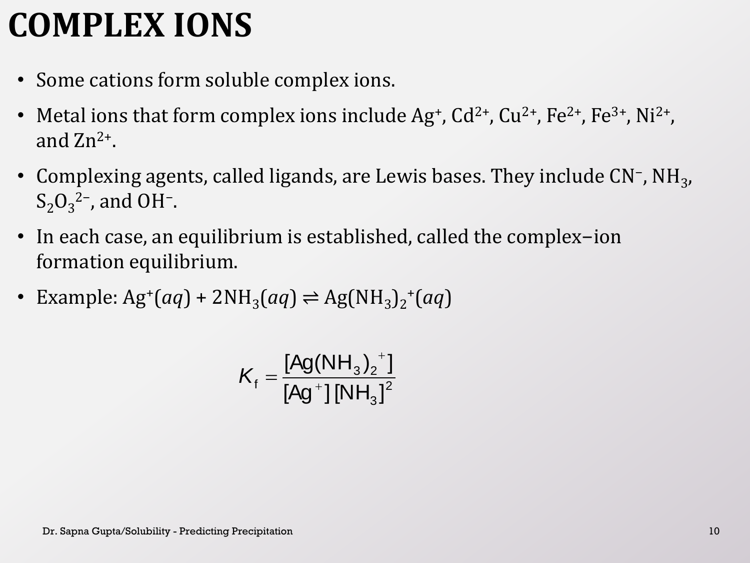# COMPLEX IONS

- Some cations form soluble complex ions.
- Metal ions that form complex ions include $Ag^+$, $Cd^{2+}$, $Cu^{2+}$, $Fe^{2+}$, $Fe^{3+}$, $Ni^{2+}$, and $Zn^{2+}$.
- Complexing agents, called ligands, are Lewis bases. They include $CN^-$, $NH_3$, $S_2O_3^{2-}$, and $OH^-$.
- In each case, an equilibrium is established, called the complex−ion formation equilibrium.
- Example: $Ag^+(aq) + 2NH_3(aq) \rightleftharpoons Ag(NH_3)_2^+(aq)$

$$K_f = \frac{[Ag(NH_3)_2^+]}{[Ag^+][NH_3]^2}$$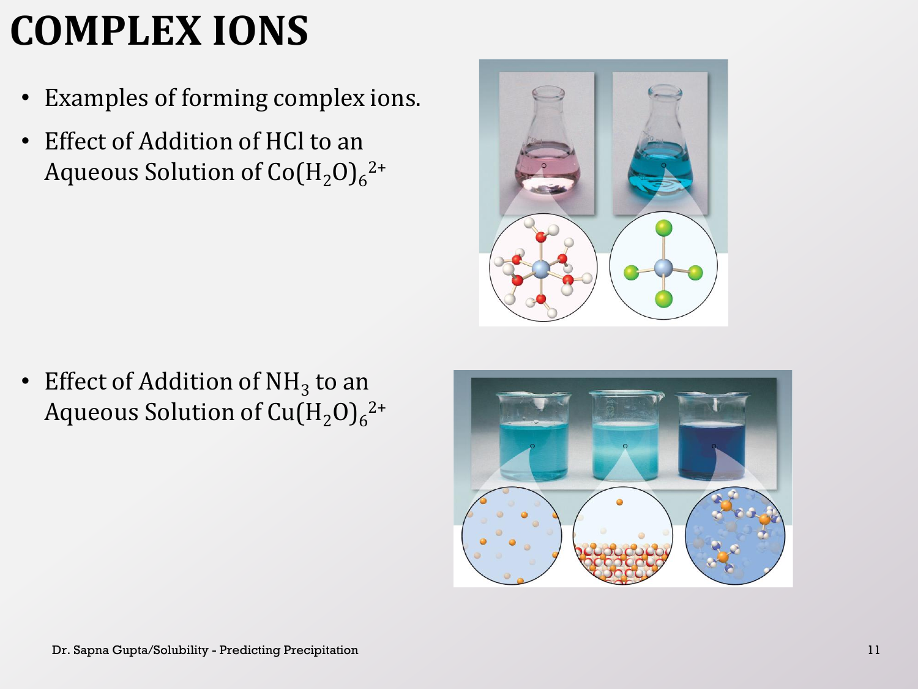# COMPLEX IONS

- Examples of forming complex ions.
- Effect of Addition of HCl to an Aqueous Solution of $Co(H_2O)_6^{2+}$

- Effect of Addition of $NH_3$ to an Aqueous Solution of $Cu(H_2O)_6^{2+}$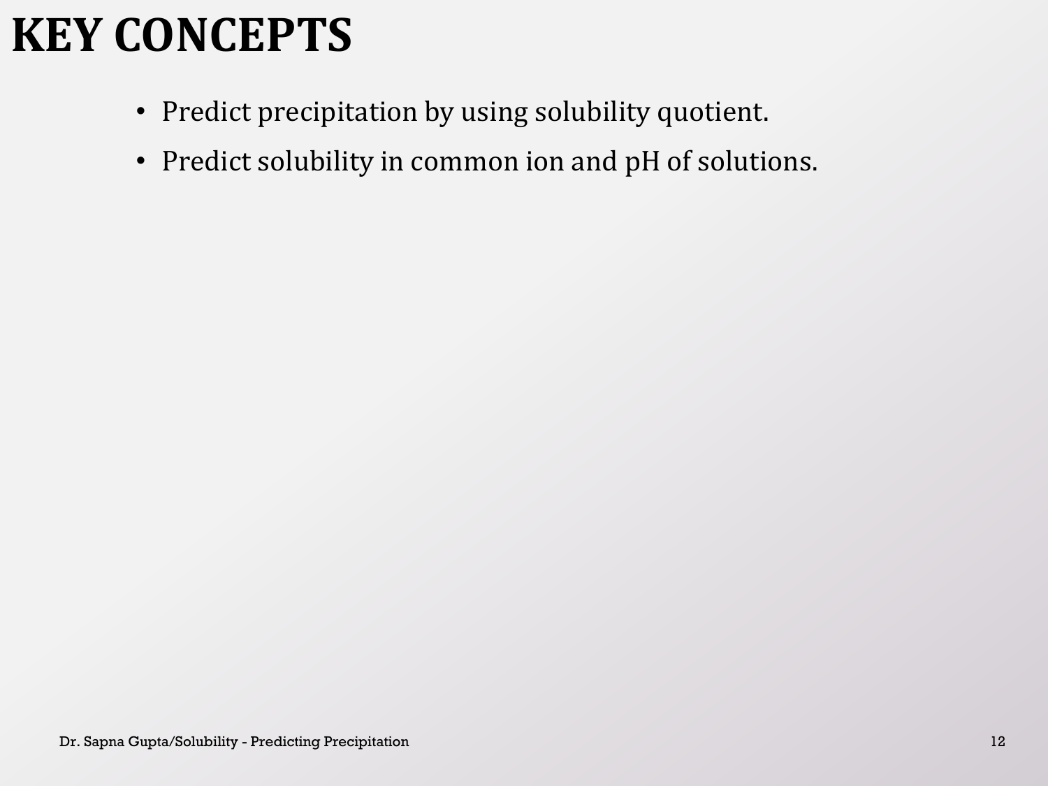# KEY CONCEPTS

- Predict precipitation by using solubility quotient.
- Predict solubility in common ion and pH of solutions.